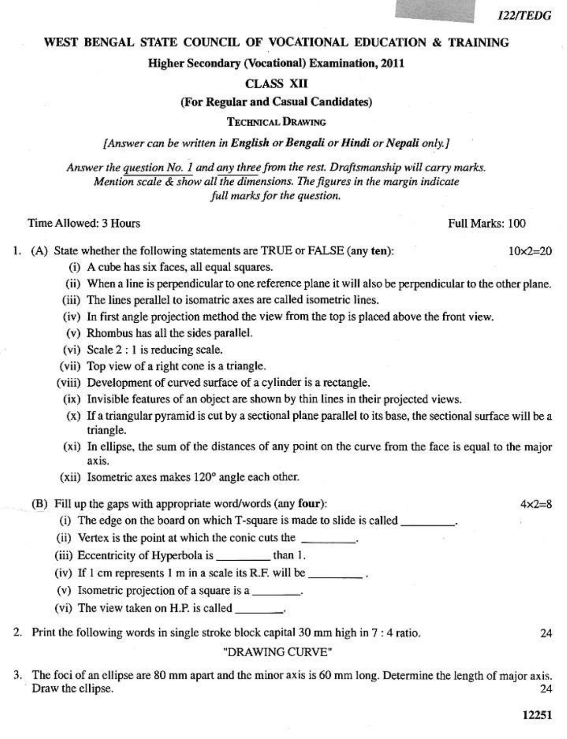122/TEDG

# WEST BENGAL STATE COUNCIL OF VOCATIONAL EDUCATION & TRAINING

## Higher Secondary (Vocational) Examination, 2011

## CLASS XII

**(For Regular and Casual Candidates)**

**TECHNICAL DRAWING**

*[Answer can be written in **English** or **Bengali** or **Hindi** or **Nepali** only.]*

*Answer the question No. 1 and any three from the rest. Draftsmanship will carry marks. Mention scale & show all the dimensions. The figures in the margin indicate full marks for the question.*

Time Allowed: 3 Hours — Full Marks: 100

1. (A) State whether the following statements are TRUE or FALSE (any **ten**): $10 \times 2 = 20$

   (i) A cube has six faces, all equal squares.

   (ii) When a line is perpendicular to one reference plane it will also be perpendicular to the other plane.

   (iii) The lines perallel to isomatric axes are called isometric lines.

   (iv) In first angle projection method the view from the top is placed above the front view.

   (v) Rhombus has all the sides parallel.

   (vi) Scale 2 : 1 is reducing scale.

   (vii) Top view of a right cone is a triangle.

   (viii) Development of curved surface of a cylinder is a rectangle.

   (ix) Invisible features of an object are shown by thin lines in their projected views.

   (x) If a triangular pyramid is cut by a sectional plane parallel to its base, the sectional surface will be a triangle.

   (xi) In ellipse, the sum of the distances of any point on the curve from the face is equal to the major axis.

   (xii) Isometric axes makes 120° angle each other.

   (B) Fill up the gaps with appropriate word/words (any **four**): $4 \times 2 = 8$

   (i) The edge on the board on which T-square is made to slide is called ________.

   (ii) Vertex is the point at which the conic cuts the ________.

   (iii) Eccentricity of Hyperbola is ________ than 1.

   (iv) If 1 cm represents 1 m in a scale its R.F. will be ________.

   (v) Isometric projection of a square is a ________.

   (vi) The view taken on H.P. is called ________.

2. Print the following words in single stroke block capital 30 mm high in 7 : 4 ratio. 24

   "DRAWING CURVE"

3. The foci of an ellipse are 80 mm apart and the minor axis is 60 mm long. Determine the length of major axis. Draw the ellipse. 24

12251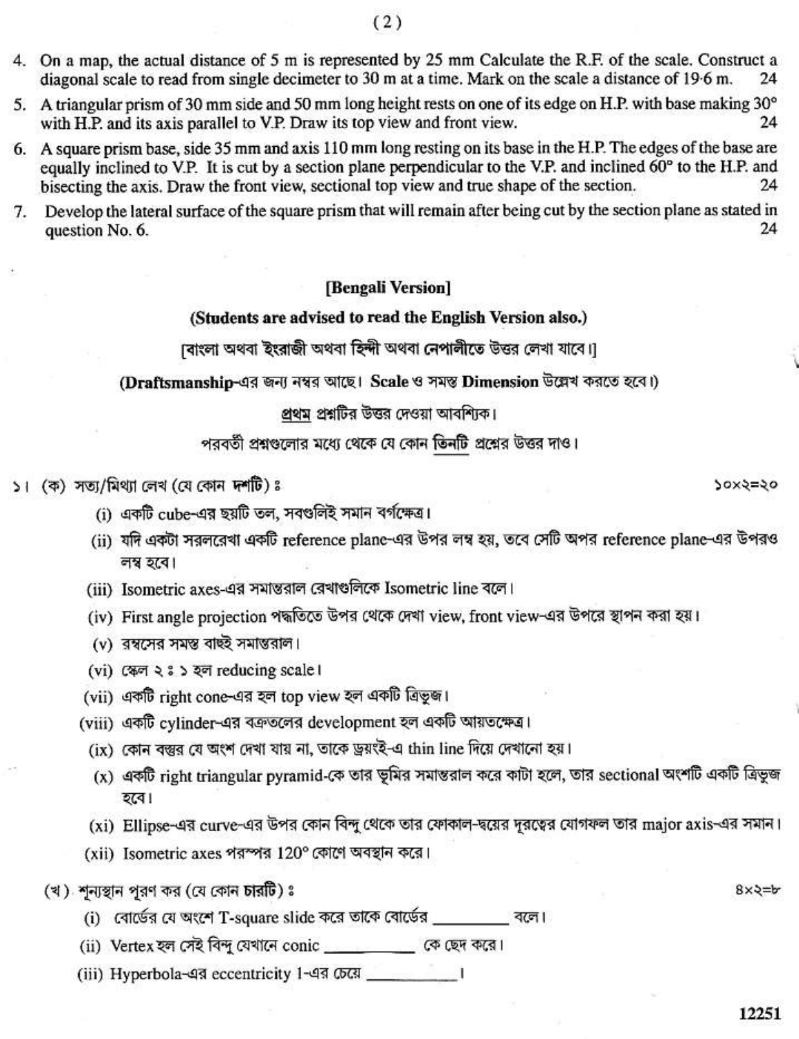4. On a map, the actual distance of 5 m is represented by 25 mm Calculate the R.F. of the scale. Construct a diagonal scale to read from single decimeter to 30 m at a time. Mark on the scale a distance of 19·6 m. 24

5. A triangular prism of 30 mm side and 50 mm long height rests on one of its edge on H.P. with base making 30° with H.P. and its axis parallel to V.P. Draw its top view and front view. 24

6. A square prism base, side 35 mm and axis 110 mm long resting on its base in the H.P. The edges of the base are equally inclined to V.P. It is cut by a section plane perpendicular to the V.P. and inclined 60° to the H.P. and bisecting the axis. Draw the front view, sectional top view and true shape of the section. 24

7. Develop the lateral surface of the square prism that will remain after being cut by the section plane as stated in question No. 6. 24

## [Bengali Version]

**(Students are advised to read the English Version also.)**

[বাংলা অথবা ইংরাজী অথবা হিন্দী অথবা নেপালীতে উত্তর লেখা যাবে।]

**(Draftsmanship-এর জন্য নম্বর আছে। Scale ও সমস্ত Dimension উল্লেখ করতে হবে।)**

<u>প্রথম</u> প্রশ্নটির উত্তর দেওয়া আবশ্যিক।

পরবর্তী প্রশ্নগুলোর মধ্যে থেকে যে কোন <u>তিনটি</u> প্রশ্নের উত্তর দাও।

১। (ক) সত্য/মিথ্যা লেখ (যে কোন **দশটি**) ঃ ১০×২=২০

(i) একটি cube-এর ছয়টি তল, সবগুলিই সমান বর্গক্ষেত্র।

(ii) যদি একটা সরলরেখা একটি reference plane-এর উপর লম্ব হয়, তবে সেটি অপর reference plane-এর উপরও লম্ব হবে।

(iii) Isometric axes-এর সমান্তরাল রেখাগুলিকে Isometric line বলে।

(iv) First angle projection পদ্ধতিতে উপর থেকে দেখা view, front view-এর উপরে স্থাপন করা হয়।

(v) রম্বসের সমস্ত বাহুই সমান্তরাল।

(vi) স্কেল ২ ঃ ১ হল reducing scale।

(vii) একটি right cone-এর হল top view হল একটি ত্রিভুজ।

(viii) একটি cylinder-এর বক্রতলের development হল একটি আয়তক্ষেত্র।

(ix) কোন বস্তুর যে অংশ দেখা যায় না, তাকে ড্রয়ংই-এ thin line দিয়ে দেখানো হয়।

(x) একটি right triangular pyramid-কে তার ভূমির সমান্তরাল করে কাটা হলে, তার sectional অংশটি একটি ত্রিভুজ হবে।

(xi) Ellipse-এর curve-এর উপর কোন বিন্দু থেকে তার ফোকাল-দ্বয়ের দূরত্বের যোগফল তার major axis-এর সমান।

(xii) Isometric axes পরস্পর 120° কোণে অবস্থান করে।

(খ) শূন্যস্থান পূরণ কর (যে কোন **চারটি**) ঃ ৪×২=৮

(i) বোর্ডের যে অংশে T-square slide করে তাকে বোর্ডের \_\_\_\_\_\_\_\_ বলে।

(ii) Vertex হল সেই বিন্দু যেখানে conic \_\_\_\_\_\_\_\_\_\_ কে ছেদ করে।

(iii) Hyperbola-এর eccentricity 1-এর চেয়ে \_\_\_\_\_\_\_\_\_\_।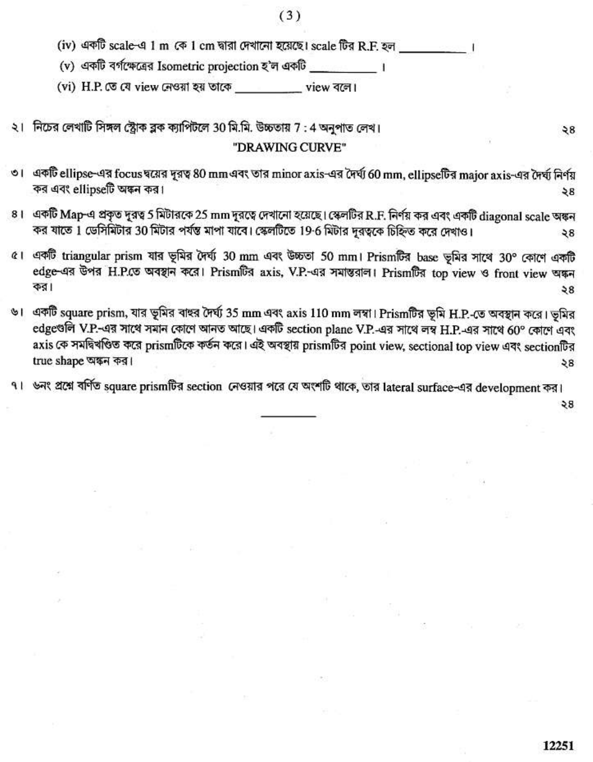(iv) একটি scale-এ 1 m কে 1 cm দ্বারা দেখানো হয়েছে। scale টির R.F. হল __________ ।

(v) একটি বর্গক্ষেত্রের Isometric projection হ'ল একটি __________ ।

(vi) H.P. তে যে view নেওয়া হয় তাকে __________ view বলে।

২। নিচের লেখাটি সিঙ্গল স্ট্রোক ব্লক ক্যাপিটালে 30 মি.মি. উচ্চতায় 7 : 4 অনুপাত লেখ। ২৪

"DRAWING CURVE"

৩। একটি ellipse-এর focus দ্বয়ের দূরত্ব 80 mm এবং তার minor axis-এর দৈর্ঘ্য 60 mm, ellipseটির major axis-এর দৈর্ঘ্য নির্ণয় কর এবং ellipseটি অঙ্কন কর। ২৪

৪। একটি Map-এ প্রকৃত দূরত্ব 5 মিটারকে 25 mm দূরত্বে দেখানো হয়েছে। স্কেলটির R.F. নির্ণয় কর এবং একটি diagonal scale অঙ্কন কর যাতে 1 ডেসিমিটার 30 মিটার পর্যন্ত মাপা যাবে। স্কেলটিতে 19·6 মিটার দূরত্বকে চিহ্নিত করে দেখাও। ২৪

৫। একটি triangular prism যার ভূমির দৈর্ঘ্য 30 mm এবং উচ্চতা 50 mm। Prismটির base ভূমির সাথে 30° কোণে একটি edge-এর উপর H.P.তে অবস্থান করে। Prismটির axis, V.P.-এর সমান্তরাল। Prismটির top view ও front view অঙ্কন কর। ২৪

৬। একটি square prism, যার ভূমির বাহুর দৈর্ঘ্য 35 mm এবং axis 110 mm লম্বা। Prismটির ভূমি H.P.-তে অবস্থান করে। ভূমির edgeগুলি V.P.-এর সাথে সমান কোণে আনত আছে। একটি section plane V.P.-এর সাথে লম্ব H.P.-এর সাথে 60° কোণে এবং axis কে সমদ্বিখণ্ডিত করে prismটিকে কর্তন করে। এই অবস্থায় prismটির point view, sectional top view এবং sectionটির true shape অঙ্কন কর। ২৪

৭। ৬নং প্রশ্নে বর্ণিত square prismটির section নেওয়ার পরে যে অংশটি থাকে, তার lateral surface-এর development কর। ২৪

12251